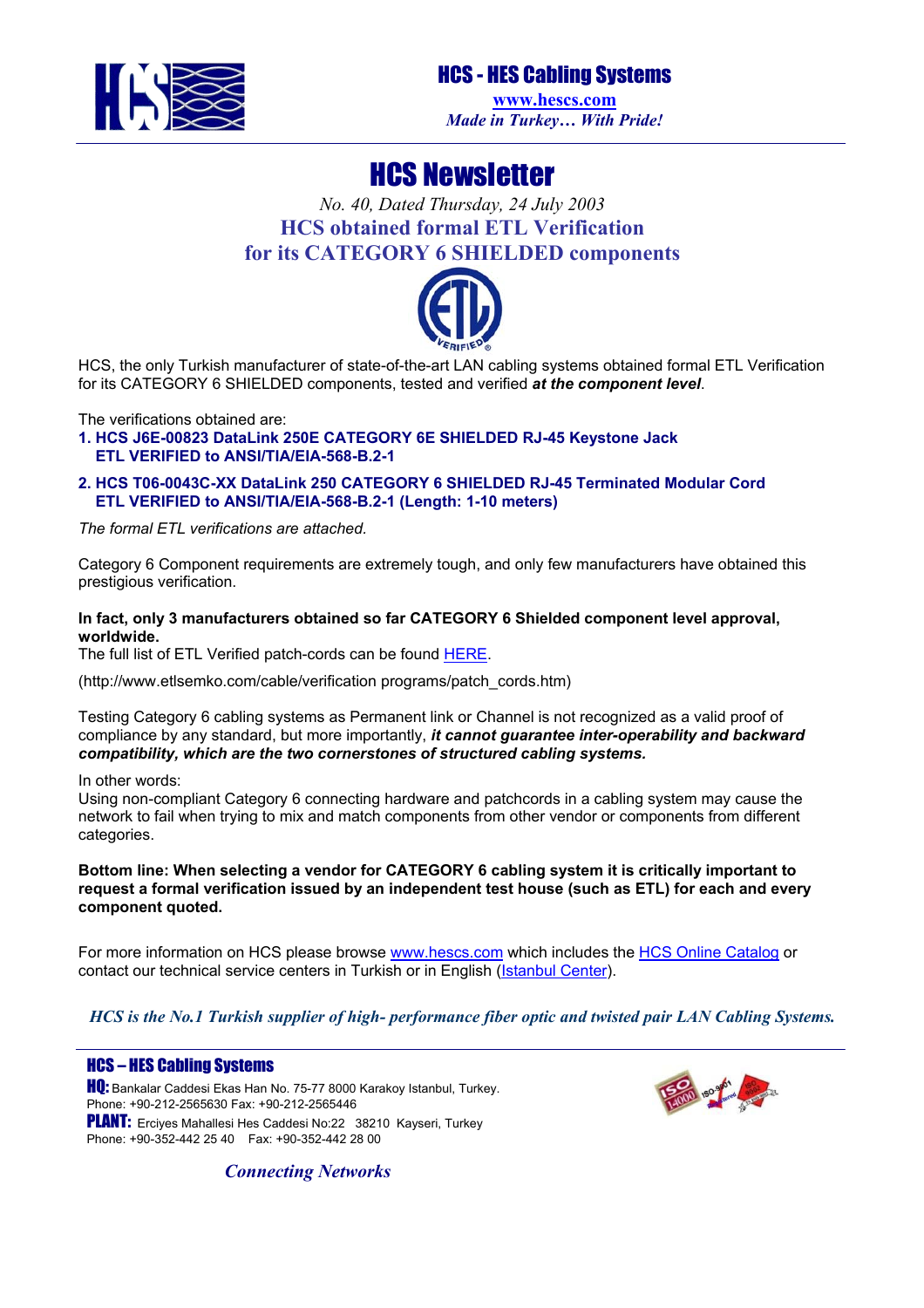# HCS - HES Cabling Systems

www.hescs.com
*Made in Turkey… With Pride!*

# HCS Newsletter

*No. 40, Dated Thursday, 24 July 2003*

## HCS obtained formal ETL Verification for its CATEGORY 6 SHIELDED components

HCS, the only Turkish manufacturer of state-of-the-art LAN cabling systems obtained formal ETL Verification for its CATEGORY 6 SHIELDED components, tested and verified ***at the component level***.

The verifications obtained are:

1. **HCS J6E-00823 DataLink 250E CATEGORY 6E SHIELDED RJ-45 Keystone Jack ETL VERIFIED to ANSI/TIA/EIA-568-B.2-1**
2. **HCS T06-0043C-XX DataLink 250 CATEGORY 6 SHIELDED RJ-45 Terminated Modular Cord ETL VERIFIED to ANSI/TIA/EIA-568-B.2-1 (Length: 1-10 meters)**

*The formal ETL verifications are attached.*

Category 6 Component requirements are extremely tough, and only few manufacturers have obtained this prestigious verification.

**In fact, only 3 manufacturers obtained so far CATEGORY 6 Shielded component level approval, worldwide.**
The full list of ETL Verified patch-cords can be found HERE.

(http://www.etlsemko.com/cable/verification programs/patch_cords.htm)

Testing Category 6 cabling systems as Permanent link or Channel is not recognized as a valid proof of compliance by any standard, but more importantly, ***it cannot guarantee inter-operability and backward compatibility, which are the two cornerstones of structured cabling systems.***

In other words:
Using non-compliant Category 6 connecting hardware and patchcords in a cabling system may cause the network to fail when trying to mix and match components from other vendor or components from different categories.

**Bottom line: When selecting a vendor for CATEGORY 6 cabling system it is critically important to request a formal verification issued by an independent test house (such as ETL) for each and every component quoted.**

For more information on HCS please browse www.hescs.com which includes the HCS Online Catalog or contact our technical service centers in Turkish or in English (Istanbul Center).

*HCS is the No.1 Turkish supplier of high- performance fiber optic and twisted pair LAN Cabling Systems.*

**HCS – HES Cabling Systems**
**HQ:** Bankalar Caddesi Ekas Han No. 75-77 8000 Karakoy Istanbul, Turkey.
Phone: +90-212-2565630 Fax: +90-212-2565446
**PLANT:** Erciyes Mahallesi Hes Caddesi No:22 38210 Kayseri, Turkey
Phone: +90-352-442 25 40 Fax: +90-352-442 28 00

*Connecting Networks*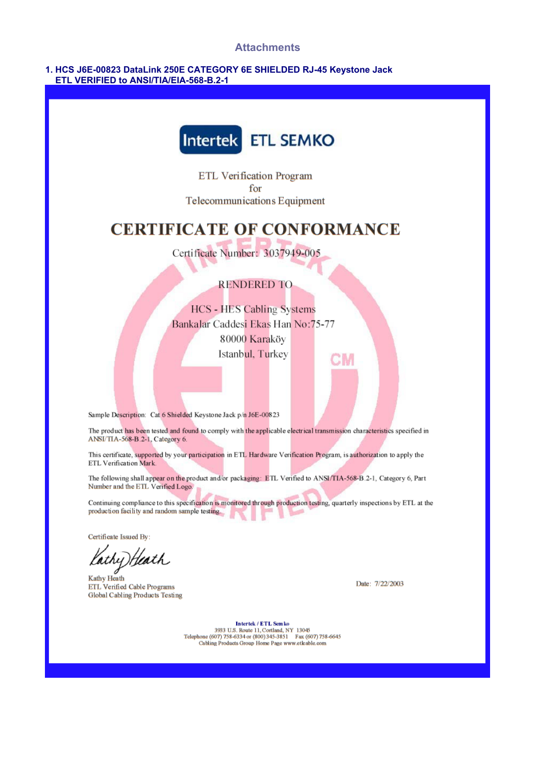## Attachments

**1. HCS J6E-00823 DataLink 250E CATEGORY 6E SHIELDED RJ-45 Keystone Jack ETL VERIFIED to ANSI/TIA/EIA-568-B.2-1**

Intertek ETL SEMKO

ETL Verification Program
for
Telecommunications Equipment

# CERTIFICATE OF CONFORMANCE

Certificate Number: 3037949-005

RENDERED TO

HCS - HES Cabling Systems
Bankalar Caddesi Ekas Han No:75-77
80000 Karaköy
Istanbul, Turkey

Sample Description: Cat 6 Shielded Keystone Jack p/n J6E-00823

The product has been tested and found to comply with the applicable electrical transmission characteristics specified in ANSI/TIA-568-B.2-1, Category 6.

This certificate, supported by your participation in ETL Hardware Verification Program, is authorization to apply the ETL Verification Mark.

The following shall appear on the product and/or packaging: ETL Verified to ANSI/TIA-568-B.2-1, Category 6, Part Number and the ETL Verified Logo.

Continuing compliance to this specification is monitored through production testing, quarterly inspections by ETL at the production facility and random sample testing.

Certificate Issued By:

Kathy Heath
ETL Verified Cable Programs
Global Cabling Products Testing

Date: 7/22/2003

**Intertek / ETL Semko**
3933 U.S. Route 11, Cortland, NY 13045
Telephone (607) 758-6334 or (800) 345-3851 Fax (607) 758-6645
Cabling Products Group Home Page www.etlcable.com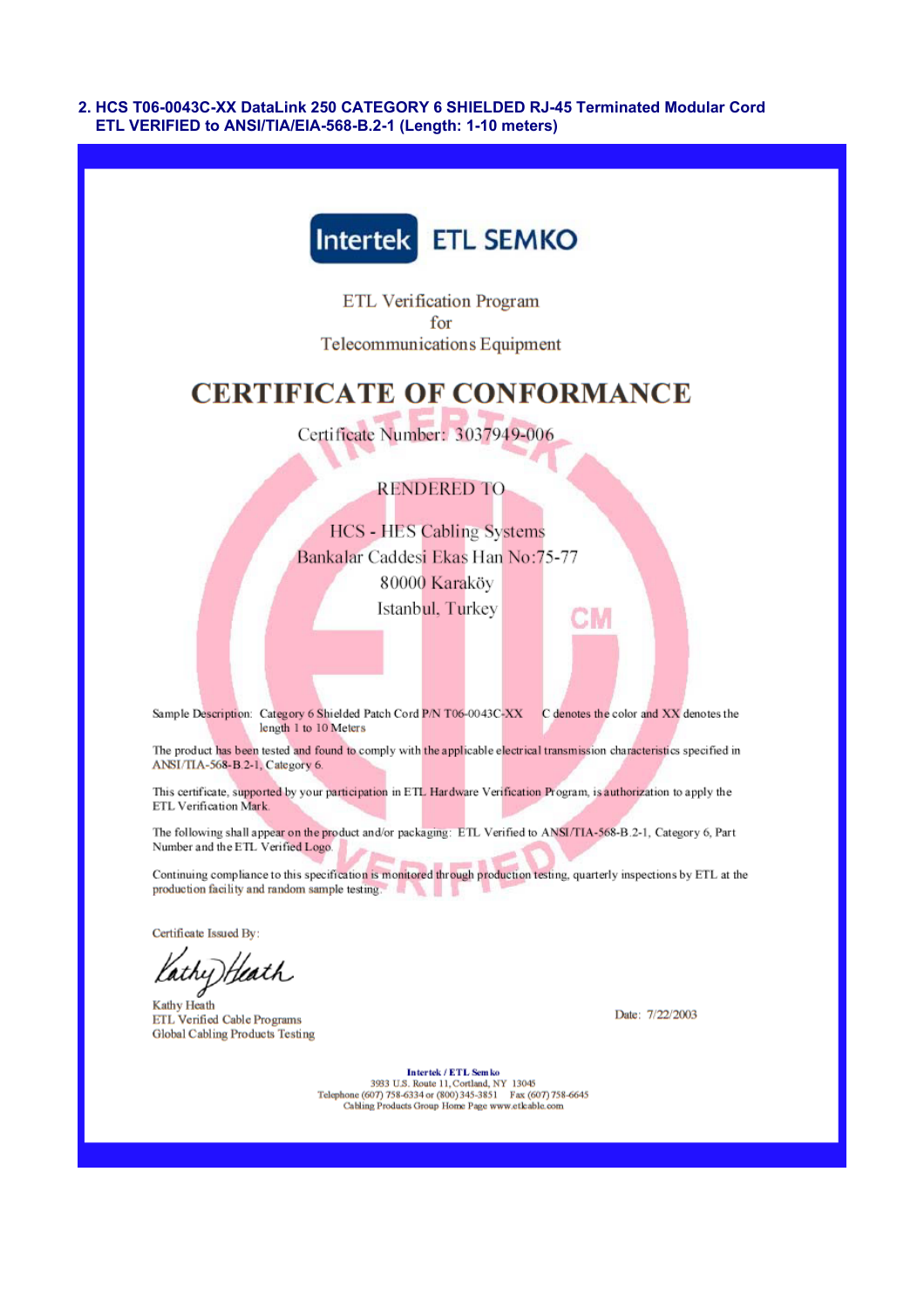**2. HCS T06-0043C-XX DataLink 250 CATEGORY 6 SHIELDED RJ-45 Terminated Modular Cord ETL VERIFIED to ANSI/TIA/EIA-568-B.2-1 (Length: 1-10 meters)**

Intertek ETL SEMKO

ETL Verification Program
for
Telecommunications Equipment

# CERTIFICATE OF CONFORMANCE

Certificate Number: 3037949-006

RENDERED TO

HCS - HES Cabling Systems
Bankalar Caddesi Ekas Han No:75-77
80000 Karaköy
Istanbul, Turkey

Sample Description: Category 6 Shielded Patch Cord P/N T06-0043C-XX C denotes the color and XX denotes the length 1 to 10 Meters

The product has been tested and found to comply with the applicable electrical transmission characteristics specified in ANSI/TIA-568-B.2-1, Category 6.

This certificate, supported by your participation in ETL Hardware Verification Program, is authorization to apply the ETL Verification Mark.

The following shall appear on the product and/or packaging: ETL Verified to ANSI/TIA-568-B.2-1, Category 6, Part Number and the ETL Verified Logo.

Continuing compliance to this specification is monitored through production testing, quarterly inspections by ETL at the production facility and random sample testing.

Certificate Issued By:

Kathy Heath
Kathy Heath
ETL Verified Cable Programs
Global Cabling Products Testing

Date: 7/22/2003

**Intertek / ETL Semko**
3933 U.S. Route 11, Cortland, NY 13045
Telephone (607) 758-6334 or (800) 345-3851 Fax (607) 758-6645
Cabling Products Group Home Page www.etlcable.com